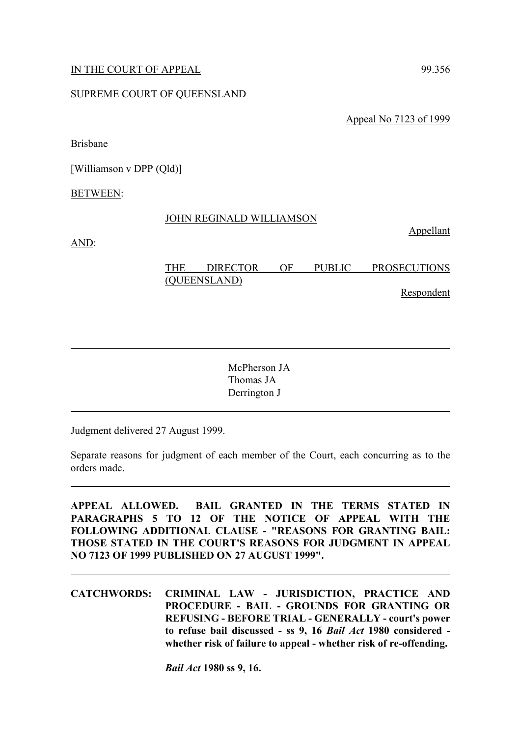IN THE COURT OF APPEAL 99.356

SUPREME COURT OF QUEENSLAND

Appeal No 7123 of 1999

Brisbane

[Williamson v DPP (Qld)]

BETWEEN:

JOHN REGINALD WILLIAMSON

Appellant

AND:

THE DIRECTOR OF PUBLIC PROSECUTIONS (QUEENSLAND)

Respondent

---

McPherson JA
Thomas JA
Derrington J

---

Judgment delivered 27 August 1999.

Separate reasons for judgment of each member of the Court, each concurring as to the orders made.

---

**APPEAL ALLOWED. BAIL GRANTED IN THE TERMS STATED IN PARAGRAPHS 5 TO 12 OF THE NOTICE OF APPEAL WITH THE FOLLOWING ADDITIONAL CLAUSE - "REASONS FOR GRANTING BAIL: THOSE STATED IN THE COURT'S REASONS FOR JUDGMENT IN APPEAL NO 7123 OF 1999 PUBLISHED ON 27 AUGUST 1999".**

---

**CATCHWORDS: CRIMINAL LAW - JURISDICTION, PRACTICE AND PROCEDURE - BAIL - GROUNDS FOR GRANTING OR REFUSING - BEFORE TRIAL - GENERALLY - court's power to refuse bail discussed - ss 9, 16 *Bail Act* 1980 considered - whether risk of failure to appeal - whether risk of re-offending.**

***Bail Act* 1980 ss 9, 16.**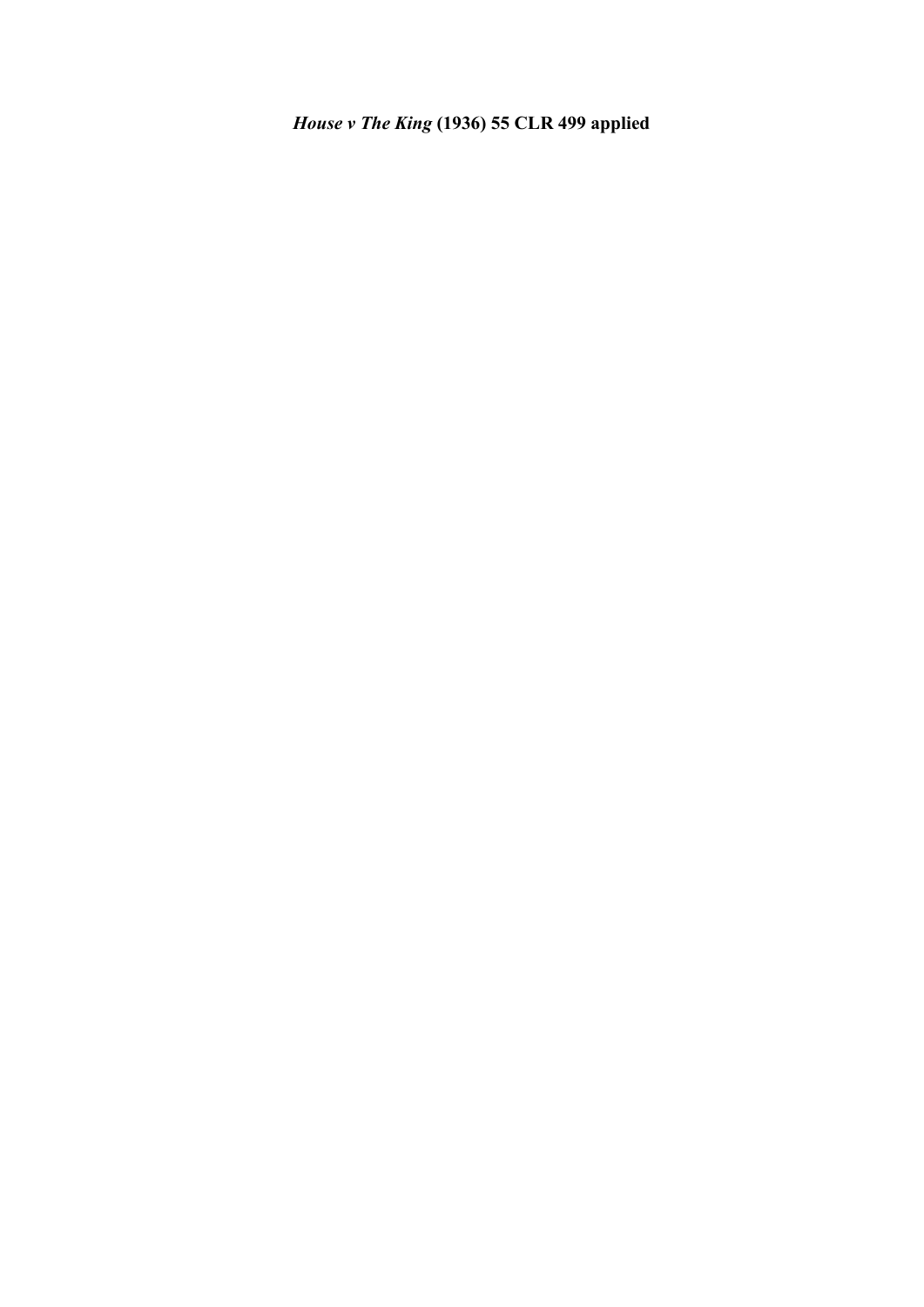***House v The King*** **(1936) 55 CLR 499 applied**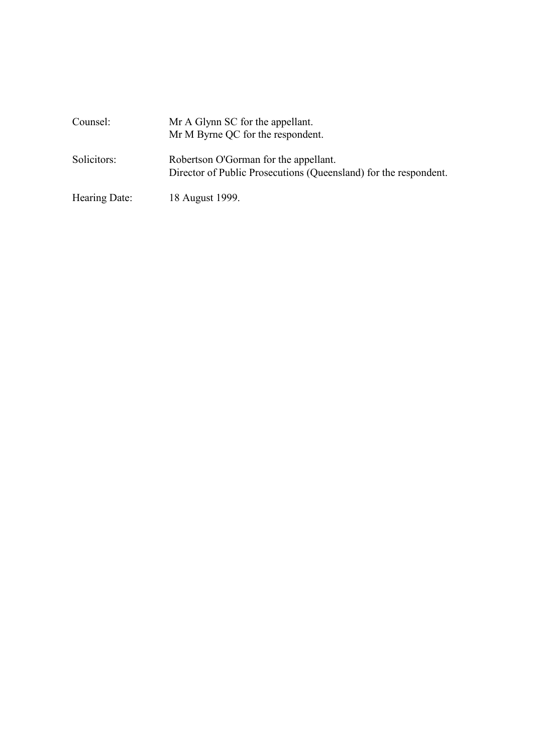| | |
|---|---|
| Counsel: | Mr A Glynn SC for the appellant.<br>Mr M Byrne QC for the respondent. |
| Solicitors: | Robertson O'Gorman for the appellant.<br>Director of Public Prosecutions (Queensland) for the respondent. |
| Hearing Date: | 18 August 1999. |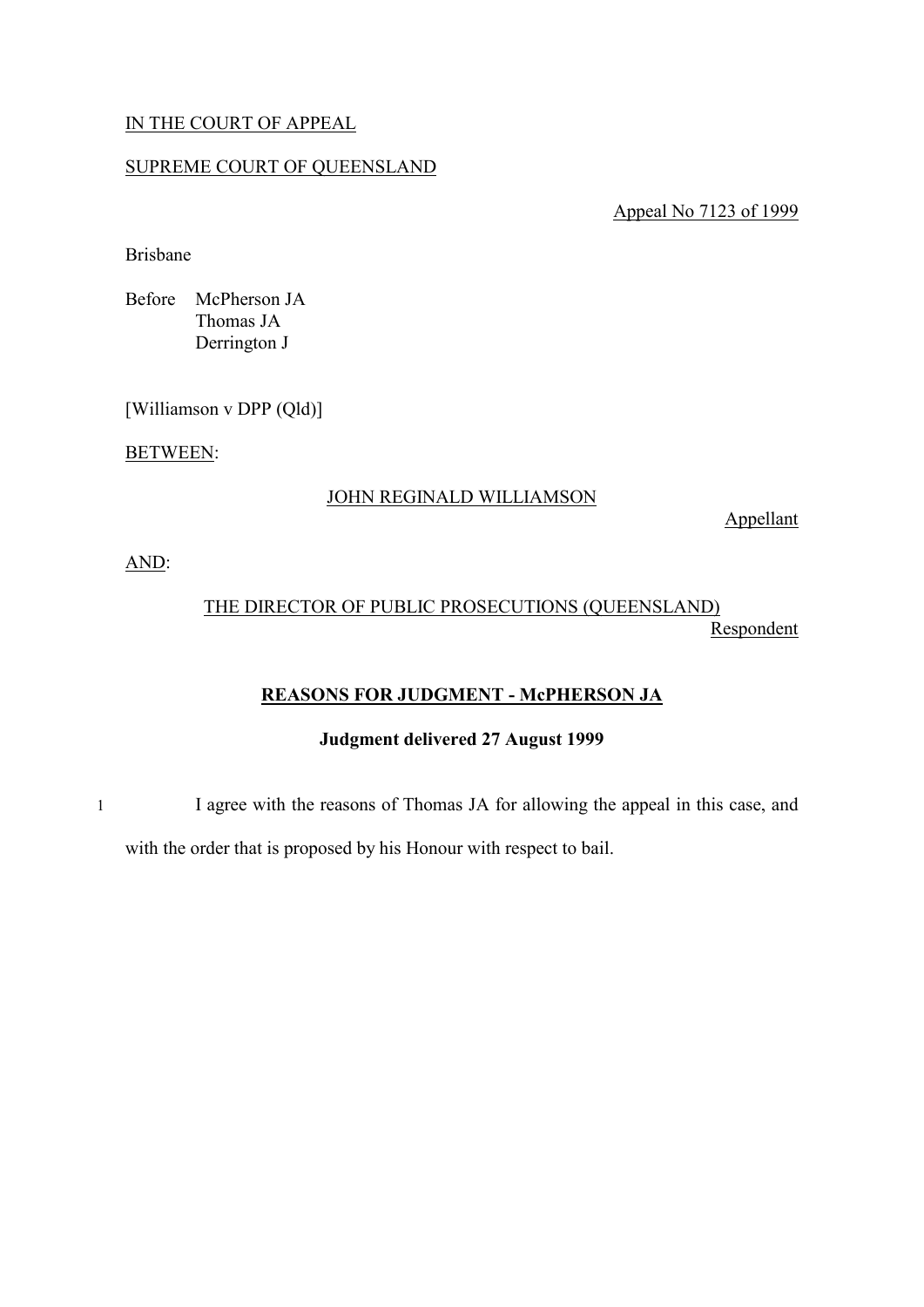IN THE COURT OF APPEAL

SUPREME COURT OF QUEENSLAND

Appeal No 7123 of 1999

Brisbane

Before McPherson JA
Thomas JA
Derrington J

[Williamson v DPP (Qld)]

BETWEEN:

JOHN REGINALD WILLIAMSON
Appellant

AND:

THE DIRECTOR OF PUBLIC PROSECUTIONS (QUEENSLAND)
Respondent

## REASONS FOR JUDGMENT - McPHERSON JA

**Judgment delivered 27 August 1999**

1 I agree with the reasons of Thomas JA for allowing the appeal in this case, and with the order that is proposed by his Honour with respect to bail.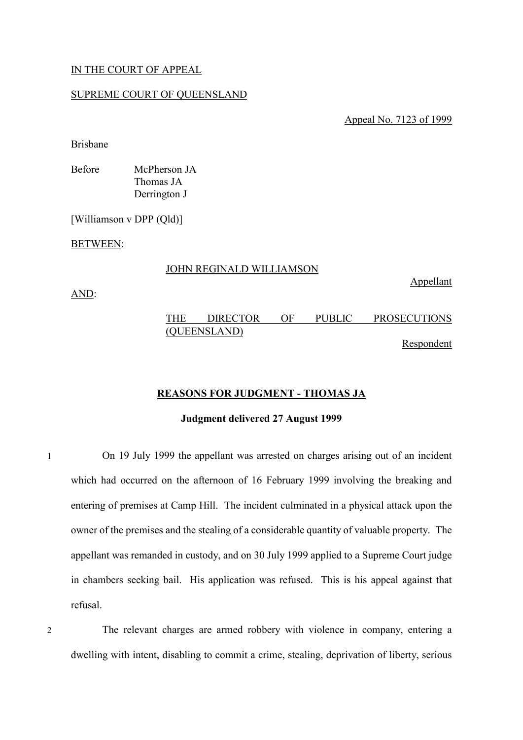IN THE COURT OF APPEAL

SUPREME COURT OF QUEENSLAND

Appeal No. 7123 of 1999

Brisbane

Before McPherson JA
Thomas JA
Derrington J

[Williamson v DPP (Qld)]

BETWEEN:

JOHN REGINALD WILLIAMSON
Appellant

AND:

THE DIRECTOR OF PUBLIC PROSECUTIONS (QUEENSLAND)
Respondent

**REASONS FOR JUDGMENT - THOMAS JA**

**Judgment delivered 27 August 1999**

1 On 19 July 1999 the appellant was arrested on charges arising out of an incident which had occurred on the afternoon of 16 February 1999 involving the breaking and entering of premises at Camp Hill. The incident culminated in a physical attack upon the owner of the premises and the stealing of a considerable quantity of valuable property. The appellant was remanded in custody, and on 30 July 1999 applied to a Supreme Court judge in chambers seeking bail. His application was refused. This is his appeal against that refusal.

2 The relevant charges are armed robbery with violence in company, entering a dwelling with intent, disabling to commit a crime, stealing, deprivation of liberty, serious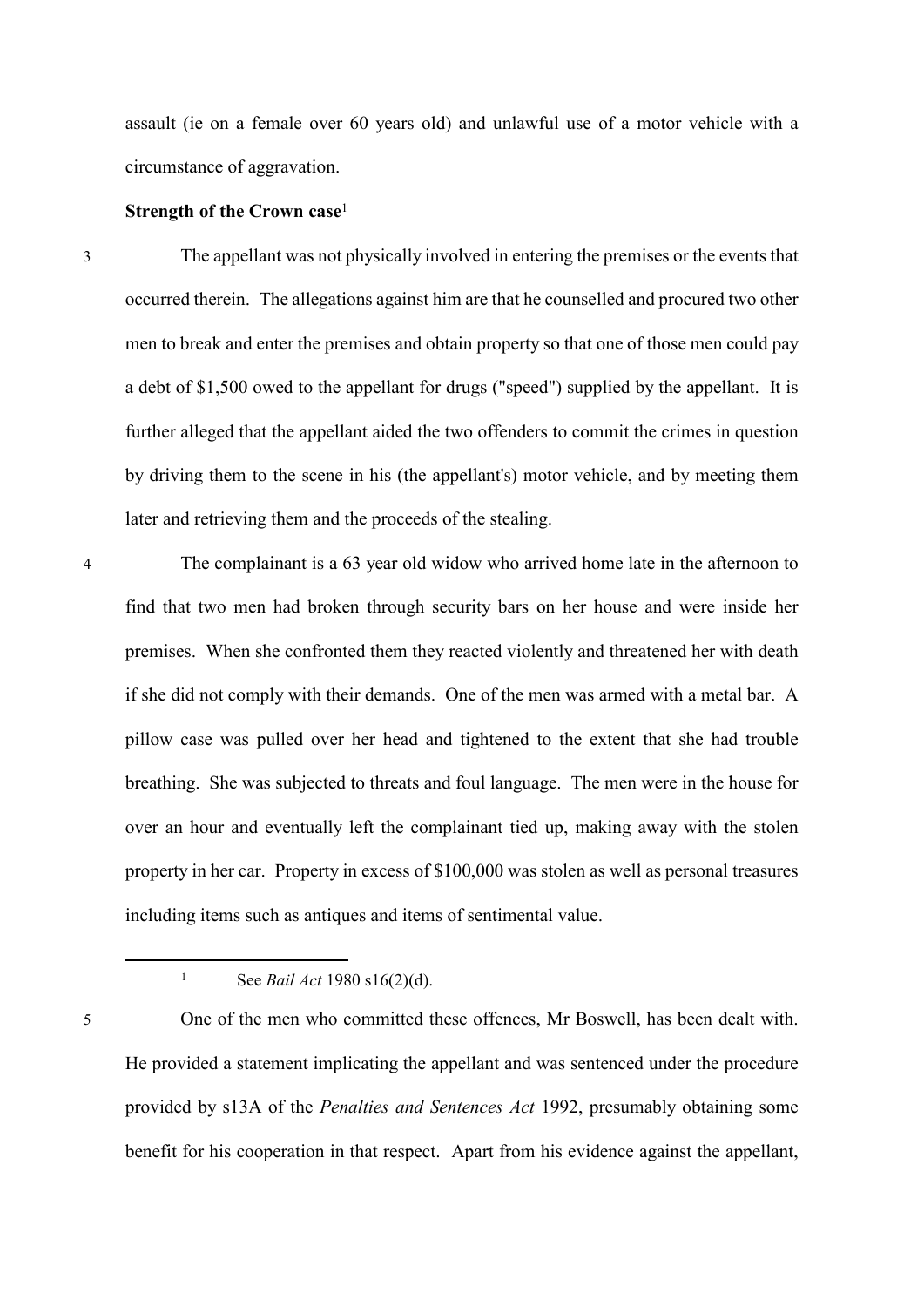assault (ie on a female over 60 years old) and unlawful use of a motor vehicle with a circumstance of aggravation.

**Strength of the Crown case**[1]

3 The appellant was not physically involved in entering the premises or the events that occurred therein. The allegations against him are that he counselled and procured two other men to break and enter the premises and obtain property so that one of those men could pay a debt of $1,500 owed to the appellant for drugs ("speed") supplied by the appellant. It is further alleged that the appellant aided the two offenders to commit the crimes in question by driving them to the scene in his (the appellant's) motor vehicle, and by meeting them later and retrieving them and the proceeds of the stealing.

4 The complainant is a 63 year old widow who arrived home late in the afternoon to find that two men had broken through security bars on her house and were inside her premises. When she confronted them they reacted violently and threatened her with death if she did not comply with their demands. One of the men was armed with a metal bar. A pillow case was pulled over her head and tightened to the extent that she had trouble breathing. She was subjected to threats and foul language. The men were in the house for over an hour and eventually left the complainant tied up, making away with the stolen property in her car. Property in excess of $100,000 was stolen as well as personal treasures including items such as antiques and items of sentimental value.

[1] See *Bail Act* 1980 s16(2)(d).

5 One of the men who committed these offences, Mr Boswell, has been dealt with. He provided a statement implicating the appellant and was sentenced under the procedure provided by s13A of the *Penalties and Sentences Act* 1992, presumably obtaining some benefit for his cooperation in that respect. Apart from his evidence against the appellant,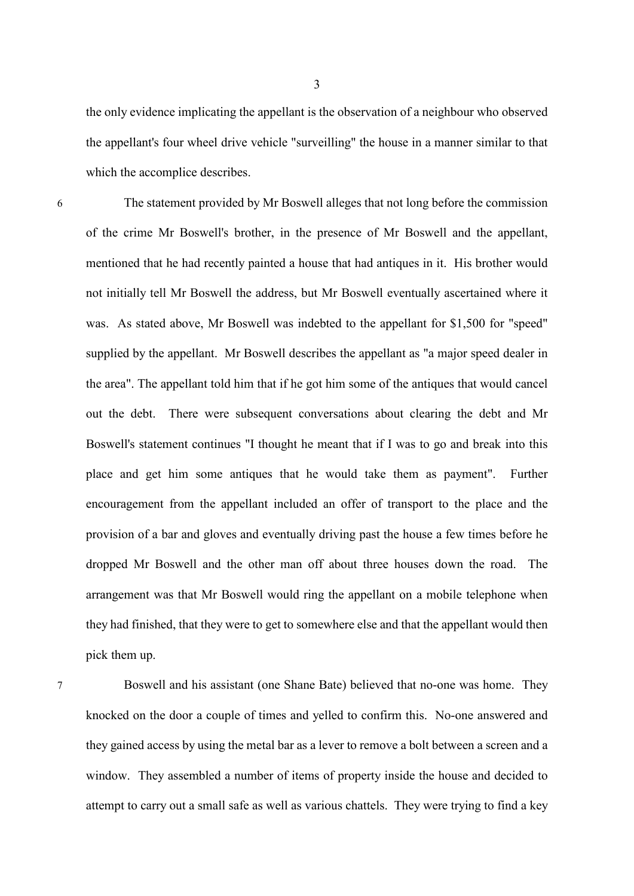the only evidence implicating the appellant is the observation of a neighbour who observed the appellant's four wheel drive vehicle "surveilling" the house in a manner similar to that which the accomplice describes.

6 The statement provided by Mr Boswell alleges that not long before the commission of the crime Mr Boswell's brother, in the presence of Mr Boswell and the appellant, mentioned that he had recently painted a house that had antiques in it. His brother would not initially tell Mr Boswell the address, but Mr Boswell eventually ascertained where it was. As stated above, Mr Boswell was indebted to the appellant for $1,500 for "speed" supplied by the appellant. Mr Boswell describes the appellant as "a major speed dealer in the area". The appellant told him that if he got him some of the antiques that would cancel out the debt. There were subsequent conversations about clearing the debt and Mr Boswell's statement continues "I thought he meant that if I was to go and break into this place and get him some antiques that he would take them as payment". Further encouragement from the appellant included an offer of transport to the place and the provision of a bar and gloves and eventually driving past the house a few times before he dropped Mr Boswell and the other man off about three houses down the road. The arrangement was that Mr Boswell would ring the appellant on a mobile telephone when they had finished, that they were to get to somewhere else and that the appellant would then pick them up.

7 Boswell and his assistant (one Shane Bate) believed that no-one was home. They knocked on the door a couple of times and yelled to confirm this. No-one answered and they gained access by using the metal bar as a lever to remove a bolt between a screen and a window. They assembled a number of items of property inside the house and decided to attempt to carry out a small safe as well as various chattels. They were trying to find a key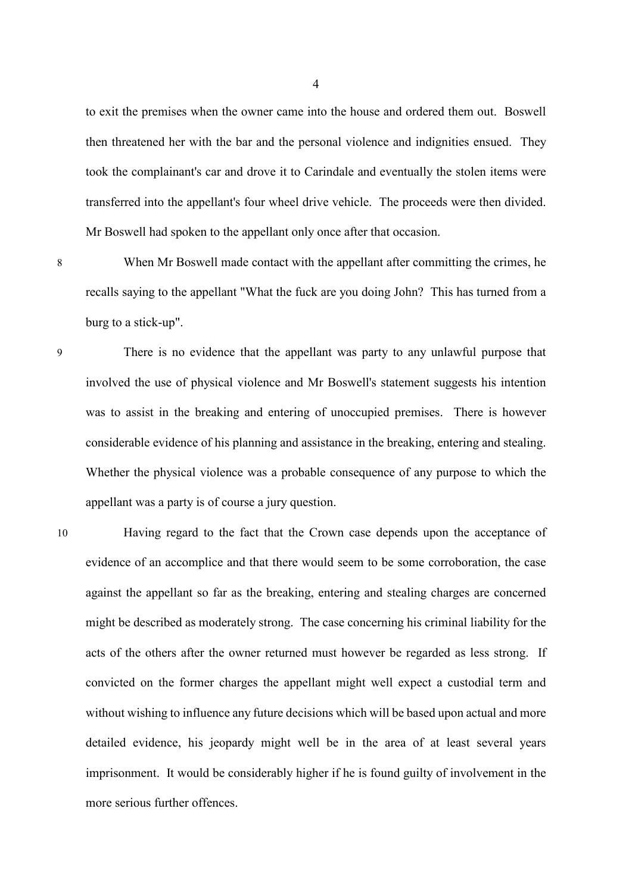to exit the premises when the owner came into the house and ordered them out. Boswell then threatened her with the bar and the personal violence and indignities ensued. They took the complainant's car and drove it to Carindale and eventually the stolen items were transferred into the appellant's four wheel drive vehicle. The proceeds were then divided. Mr Boswell had spoken to the appellant only once after that occasion.

8 When Mr Boswell made contact with the appellant after committing the crimes, he recalls saying to the appellant "What the fuck are you doing John? This has turned from a burg to a stick-up".

9 There is no evidence that the appellant was party to any unlawful purpose that involved the use of physical violence and Mr Boswell's statement suggests his intention was to assist in the breaking and entering of unoccupied premises. There is however considerable evidence of his planning and assistance in the breaking, entering and stealing. Whether the physical violence was a probable consequence of any purpose to which the appellant was a party is of course a jury question.

10 Having regard to the fact that the Crown case depends upon the acceptance of evidence of an accomplice and that there would seem to be some corroboration, the case against the appellant so far as the breaking, entering and stealing charges are concerned might be described as moderately strong. The case concerning his criminal liability for the acts of the others after the owner returned must however be regarded as less strong. If convicted on the former charges the appellant might well expect a custodial term and without wishing to influence any future decisions which will be based upon actual and more detailed evidence, his jeopardy might well be in the area of at least several years imprisonment. It would be considerably higher if he is found guilty of involvement in the more serious further offences.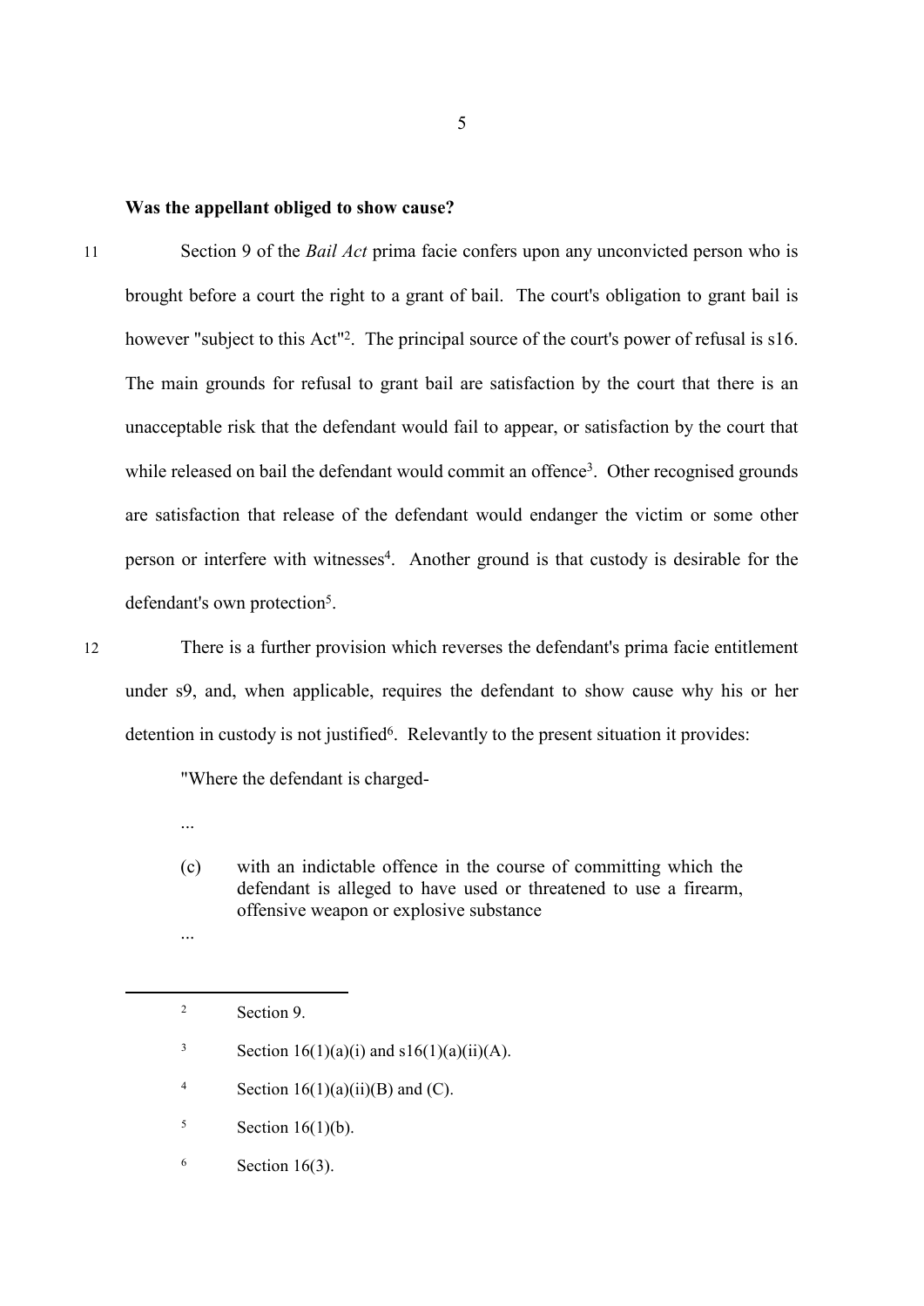**Was the appellant obliged to show cause?**

11 Section 9 of the *Bail Act* prima facie confers upon any unconvicted person who is brought before a court the right to a grant of bail. The court's obligation to grant bail is however "subject to this Act"[2]. The principal source of the court's power of refusal is s16. The main grounds for refusal to grant bail are satisfaction by the court that there is an unacceptable risk that the defendant would fail to appear, or satisfaction by the court that while released on bail the defendant would commit an offence[3]. Other recognised grounds are satisfaction that release of the defendant would endanger the victim or some other person or interfere with witnesses[4]. Another ground is that custody is desirable for the defendant's own protection[5].

12 There is a further provision which reverses the defendant's prima facie entitlement under s9, and, when applicable, requires the defendant to show cause why his or her detention in custody is not justified[6]. Relevantly to the present situation it provides:

> "Where the defendant is charged-
>
> ...
>
> (c) with an indictable offence in the course of committing which the defendant is alleged to have used or threatened to use a firearm, offensive weapon or explosive substance
>
> ...

---

[2] Section 9.

[3] Section 16(1)(a)(i) and s16(1)(a)(ii)(A).

[4] Section 16(1)(a)(ii)(B) and (C).

[5] Section 16(1)(b).

[6] Section 16(3).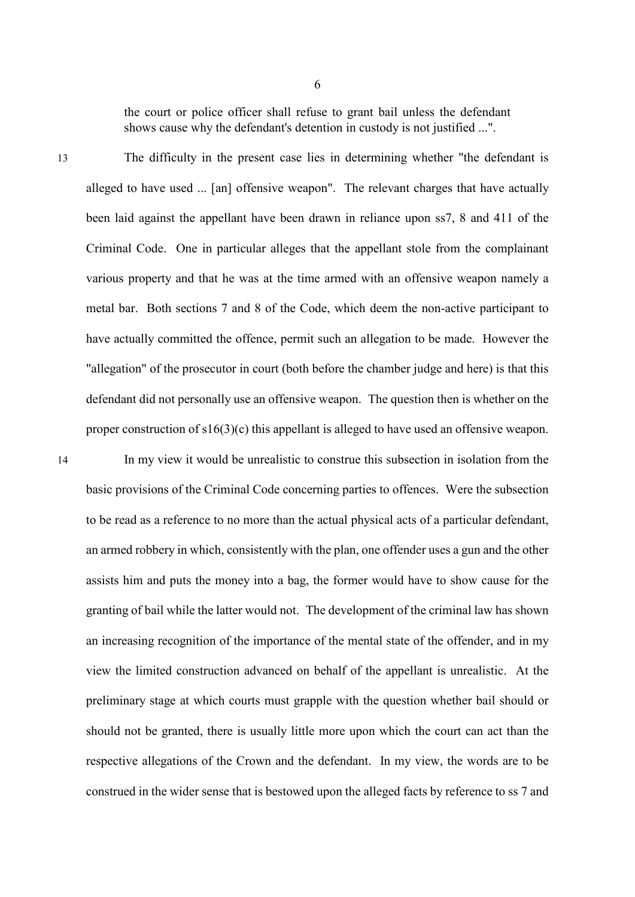the court or police officer shall refuse to grant bail unless the defendant shows cause why the defendant's detention in custody is not justified ...".

13 The difficulty in the present case lies in determining whether "the defendant is alleged to have used ... [an] offensive weapon". The relevant charges that have actually been laid against the appellant have been drawn in reliance upon ss7, 8 and 411 of the Criminal Code. One in particular alleges that the appellant stole from the complainant various property and that he was at the time armed with an offensive weapon namely a metal bar. Both sections 7 and 8 of the Code, which deem the non-active participant to have actually committed the offence, permit such an allegation to be made. However the "allegation" of the prosecutor in court (both before the chamber judge and here) is that this defendant did not personally use an offensive weapon. The question then is whether on the proper construction of s16(3)(c) this appellant is alleged to have used an offensive weapon.

14 In my view it would be unrealistic to construe this subsection in isolation from the basic provisions of the Criminal Code concerning parties to offences. Were the subsection to be read as a reference to no more than the actual physical acts of a particular defendant, an armed robbery in which, consistently with the plan, one offender uses a gun and the other assists him and puts the money into a bag, the former would have to show cause for the granting of bail while the latter would not. The development of the criminal law has shown an increasing recognition of the importance of the mental state of the offender, and in my view the limited construction advanced on behalf of the appellant is unrealistic. At the preliminary stage at which courts must grapple with the question whether bail should or should not be granted, there is usually little more upon which the court can act than the respective allegations of the Crown and the defendant. In my view, the words are to be construed in the wider sense that is bestowed upon the alleged facts by reference to ss 7 and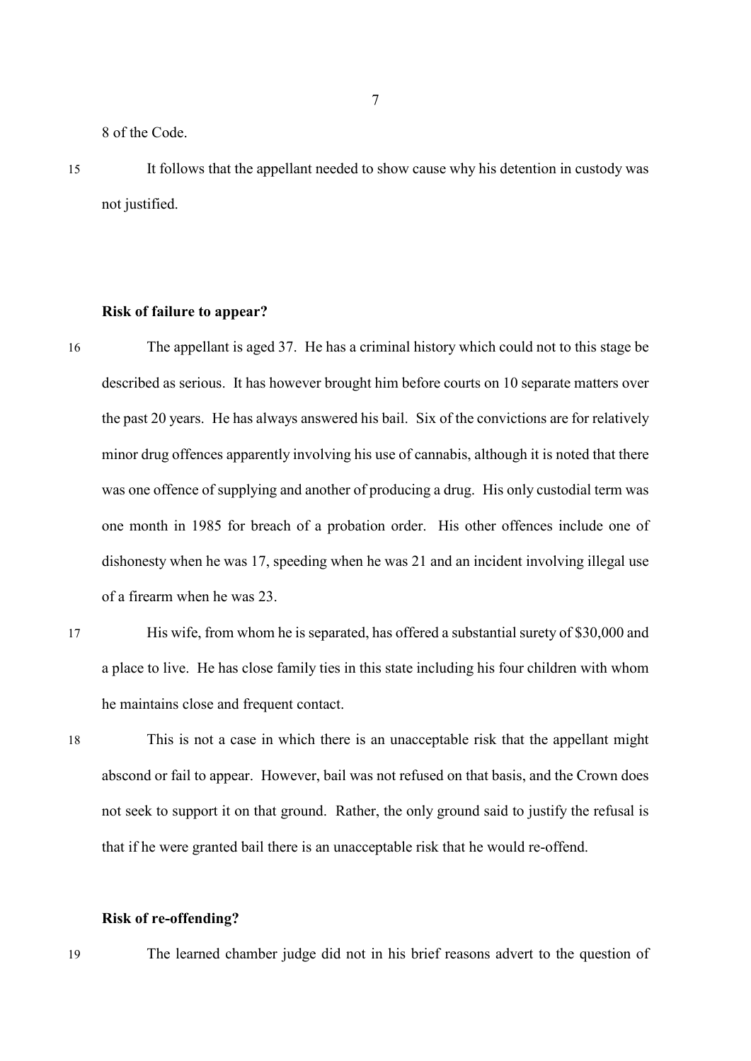8 of the Code.

15 It follows that the appellant needed to show cause why his detention in custody was not justified.

**Risk of failure to appear?**

16 The appellant is aged 37. He has a criminal history which could not to this stage be described as serious. It has however brought him before courts on 10 separate matters over the past 20 years. He has always answered his bail. Six of the convictions are for relatively minor drug offences apparently involving his use of cannabis, although it is noted that there was one offence of supplying and another of producing a drug. His only custodial term was one month in 1985 for breach of a probation order. His other offences include one of dishonesty when he was 17, speeding when he was 21 and an incident involving illegal use of a firearm when he was 23.

17 His wife, from whom he is separated, has offered a substantial surety of $30,000 and a place to live. He has close family ties in this state including his four children with whom he maintains close and frequent contact.

18 This is not a case in which there is an unacceptable risk that the appellant might abscond or fail to appear. However, bail was not refused on that basis, and the Crown does not seek to support it on that ground. Rather, the only ground said to justify the refusal is that if he were granted bail there is an unacceptable risk that he would re-offend.

**Risk of re-offending?**

19 The learned chamber judge did not in his brief reasons advert to the question of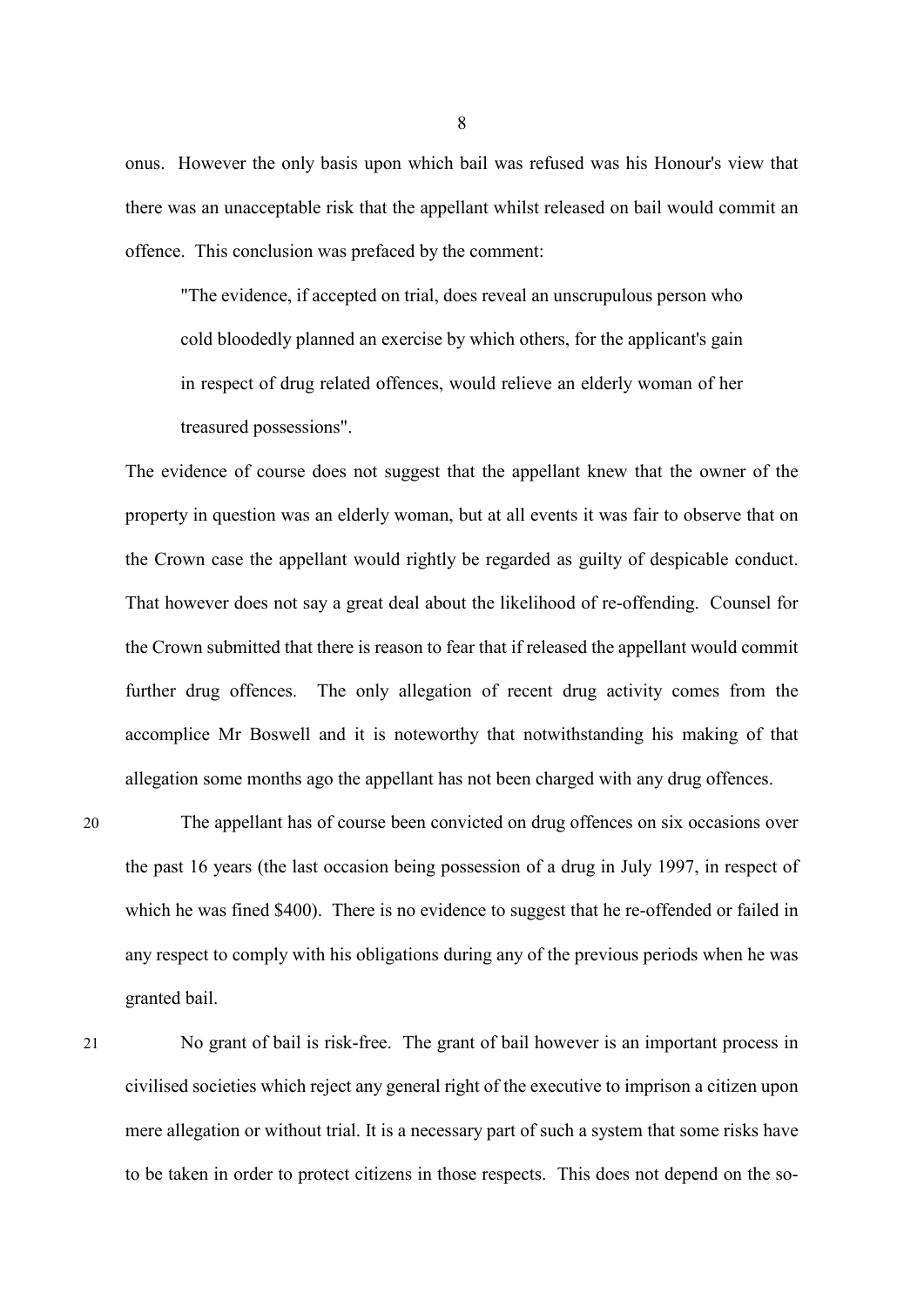onus. However the only basis upon which bail was refused was his Honour's view that there was an unacceptable risk that the appellant whilst released on bail would commit an offence. This conclusion was prefaced by the comment:

> "The evidence, if accepted on trial, does reveal an unscrupulous person who cold bloodedly planned an exercise by which others, for the applicant's gain in respect of drug related offences, would relieve an elderly woman of her treasured possessions".

The evidence of course does not suggest that the appellant knew that the owner of the property in question was an elderly woman, but at all events it was fair to observe that on the Crown case the appellant would rightly be regarded as guilty of despicable conduct. That however does not say a great deal about the likelihood of re-offending. Counsel for the Crown submitted that there is reason to fear that if released the appellant would commit further drug offences. The only allegation of recent drug activity comes from the accomplice Mr Boswell and it is noteworthy that notwithstanding his making of that allegation some months ago the appellant has not been charged with any drug offences.

20 The appellant has of course been convicted on drug offences on six occasions over the past 16 years (the last occasion being possession of a drug in July 1997, in respect of which he was fined $400). There is no evidence to suggest that he re-offended or failed in any respect to comply with his obligations during any of the previous periods when he was granted bail.

21 No grant of bail is risk-free. The grant of bail however is an important process in civilised societies which reject any general right of the executive to imprison a citizen upon mere allegation or without trial. It is a necessary part of such a system that some risks have to be taken in order to protect citizens in those respects. This does not depend on the so-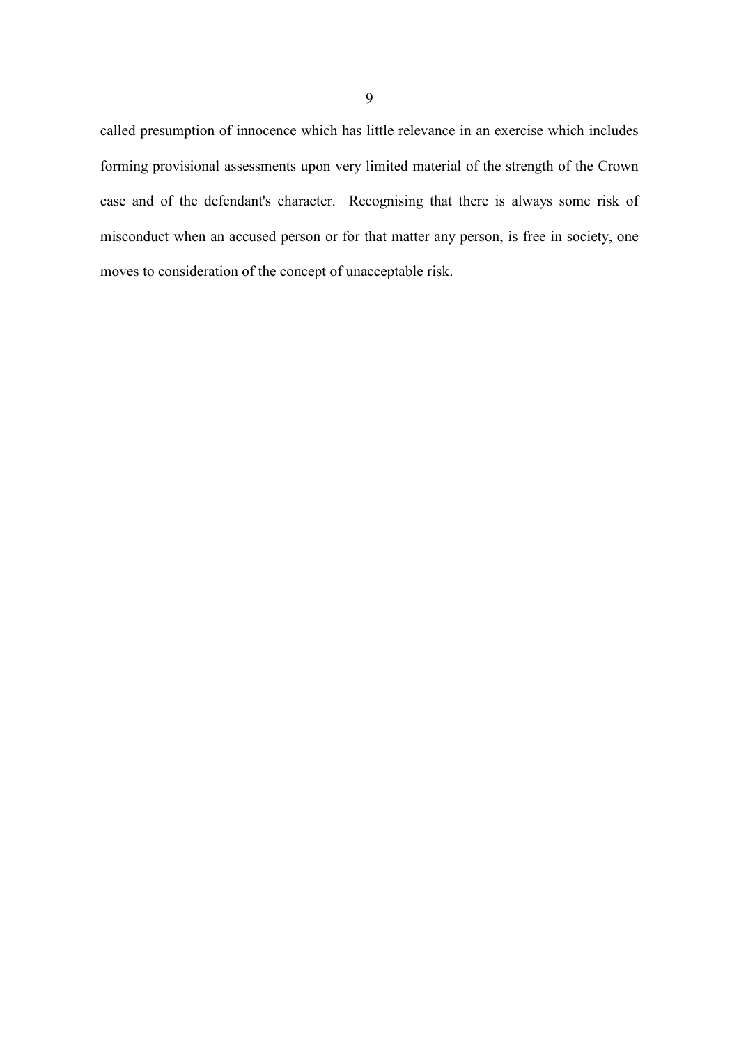called presumption of innocence which has little relevance in an exercise which includes forming provisional assessments upon very limited material of the strength of the Crown case and of the defendant's character. Recognising that there is always some risk of misconduct when an accused person or for that matter any person, is free in society, one moves to consideration of the concept of unacceptable risk.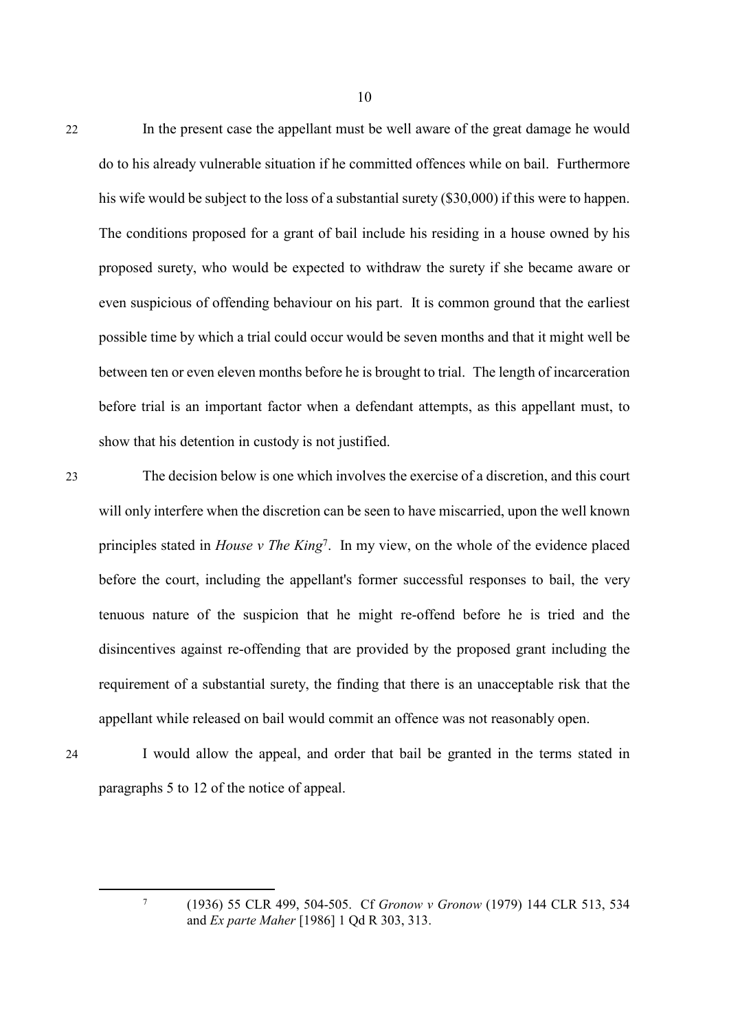22 In the present case the appellant must be well aware of the great damage he would do to his already vulnerable situation if he committed offences while on bail. Furthermore his wife would be subject to the loss of a substantial surety ($30,000) if this were to happen. The conditions proposed for a grant of bail include his residing in a house owned by his proposed surety, who would be expected to withdraw the surety if she became aware or even suspicious of offending behaviour on his part. It is common ground that the earliest possible time by which a trial could occur would be seven months and that it might well be between ten or even eleven months before he is brought to trial. The length of incarceration before trial is an important factor when a defendant attempts, as this appellant must, to show that his detention in custody is not justified.

23 The decision below is one which involves the exercise of a discretion, and this court will only interfere when the discretion can be seen to have miscarried, upon the well known principles stated in *House v The King*[7]. In my view, on the whole of the evidence placed before the court, including the appellant's former successful responses to bail, the very tenuous nature of the suspicion that he might re-offend before he is tried and the disincentives against re-offending that are provided by the proposed grant including the requirement of a substantial surety, the finding that there is an unacceptable risk that the appellant while released on bail would commit an offence was not reasonably open.

24 I would allow the appeal, and order that bail be granted in the terms stated in paragraphs 5 to 12 of the notice of appeal.

---

[7] (1936) 55 CLR 499, 504-505. Cf *Gronow v Gronow* (1979) 144 CLR 513, 534 and *Ex parte Maher* [1986] 1 Qd R 303, 313.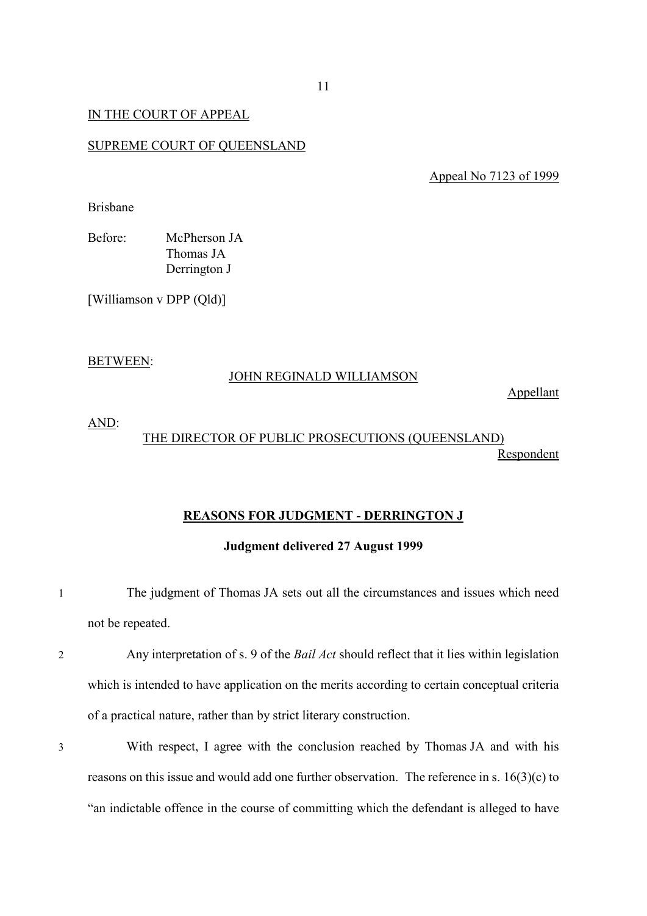IN THE COURT OF APPEAL

SUPREME COURT OF QUEENSLAND

Appeal No 7123 of 1999

Brisbane

Before: McPherson JA
Thomas JA
Derrington J

[Williamson v DPP (Qld)]

BETWEEN:

JOHN REGINALD WILLIAMSON

Appellant

AND:

THE DIRECTOR OF PUBLIC PROSECUTIONS (QUEENSLAND)

Respondent

**REASONS FOR JUDGMENT - DERRINGTON J**

**Judgment delivered 27 August 1999**

1 The judgment of Thomas JA sets out all the circumstances and issues which need not be repeated.

2 Any interpretation of s. 9 of the *Bail Act* should reflect that it lies within legislation which is intended to have application on the merits according to certain conceptual criteria of a practical nature, rather than by strict literary construction.

3 With respect, I agree with the conclusion reached by Thomas JA and with his reasons on this issue and would add one further observation. The reference in s. 16(3)(c) to "an indictable offence in the course of committing which the defendant is alleged to have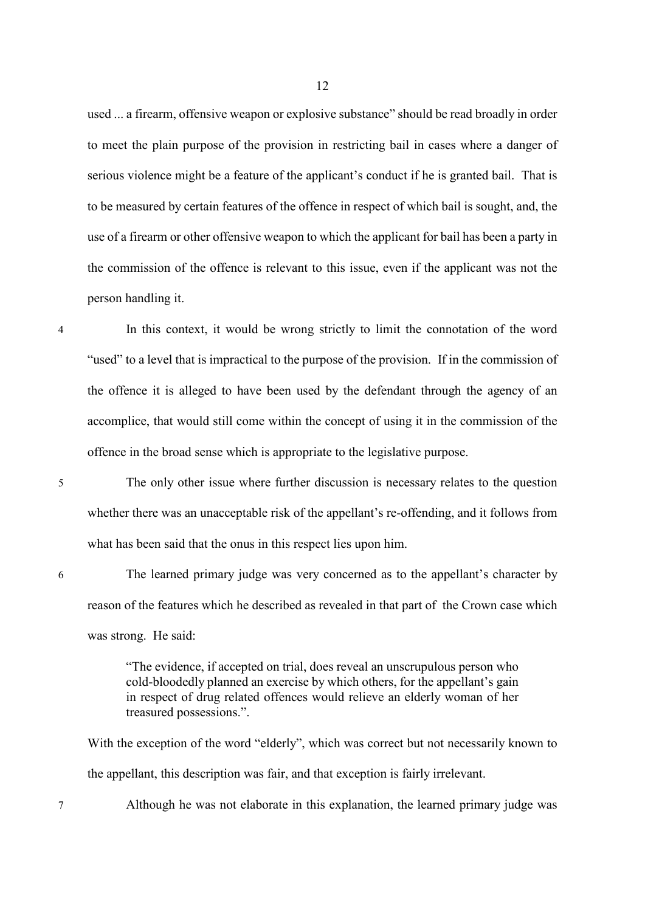used ... a firearm, offensive weapon or explosive substance" should be read broadly in order to meet the plain purpose of the provision in restricting bail in cases where a danger of serious violence might be a feature of the applicant's conduct if he is granted bail. That is to be measured by certain features of the offence in respect of which bail is sought, and, the use of a firearm or other offensive weapon to which the applicant for bail has been a party in the commission of the offence is relevant to this issue, even if the applicant was not the person handling it.

4 In this context, it would be wrong strictly to limit the connotation of the word "used" to a level that is impractical to the purpose of the provision. If in the commission of the offence it is alleged to have been used by the defendant through the agency of an accomplice, that would still come within the concept of using it in the commission of the offence in the broad sense which is appropriate to the legislative purpose.

5 The only other issue where further discussion is necessary relates to the question whether there was an unacceptable risk of the appellant's re-offending, and it follows from what has been said that the onus in this respect lies upon him.

6 The learned primary judge was very concerned as to the appellant's character by reason of the features which he described as revealed in that part of the Crown case which was strong. He said:

> "The evidence, if accepted on trial, does reveal an unscrupulous person who cold-bloodedly planned an exercise by which others, for the appellant's gain in respect of drug related offences would relieve an elderly woman of her treasured possessions.".

With the exception of the word "elderly", which was correct but not necessarily known to the appellant, this description was fair, and that exception is fairly irrelevant.

7 Although he was not elaborate in this explanation, the learned primary judge was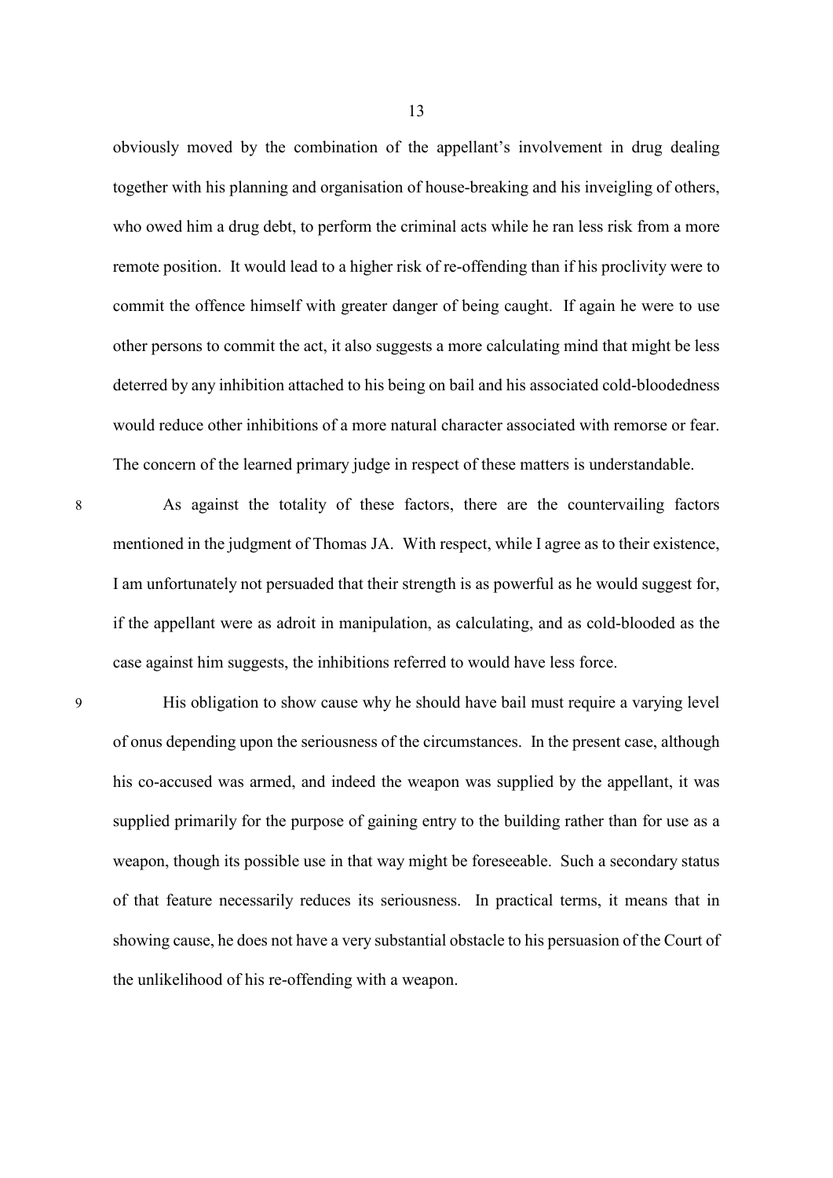obviously moved by the combination of the appellant's involvement in drug dealing together with his planning and organisation of house-breaking and his inveigling of others, who owed him a drug debt, to perform the criminal acts while he ran less risk from a more remote position. It would lead to a higher risk of re-offending than if his proclivity were to commit the offence himself with greater danger of being caught. If again he were to use other persons to commit the act, it also suggests a more calculating mind that might be less deterred by any inhibition attached to his being on bail and his associated cold-bloodedness would reduce other inhibitions of a more natural character associated with remorse or fear. The concern of the learned primary judge in respect of these matters is understandable.

8 As against the totality of these factors, there are the countervailing factors mentioned in the judgment of Thomas JA. With respect, while I agree as to their existence, I am unfortunately not persuaded that their strength is as powerful as he would suggest for, if the appellant were as adroit in manipulation, as calculating, and as cold-blooded as the case against him suggests, the inhibitions referred to would have less force.

9 His obligation to show cause why he should have bail must require a varying level of onus depending upon the seriousness of the circumstances. In the present case, although his co-accused was armed, and indeed the weapon was supplied by the appellant, it was supplied primarily for the purpose of gaining entry to the building rather than for use as a weapon, though its possible use in that way might be foreseeable. Such a secondary status of that feature necessarily reduces its seriousness. In practical terms, it means that in showing cause, he does not have a very substantial obstacle to his persuasion of the Court of the unlikelihood of his re-offending with a weapon.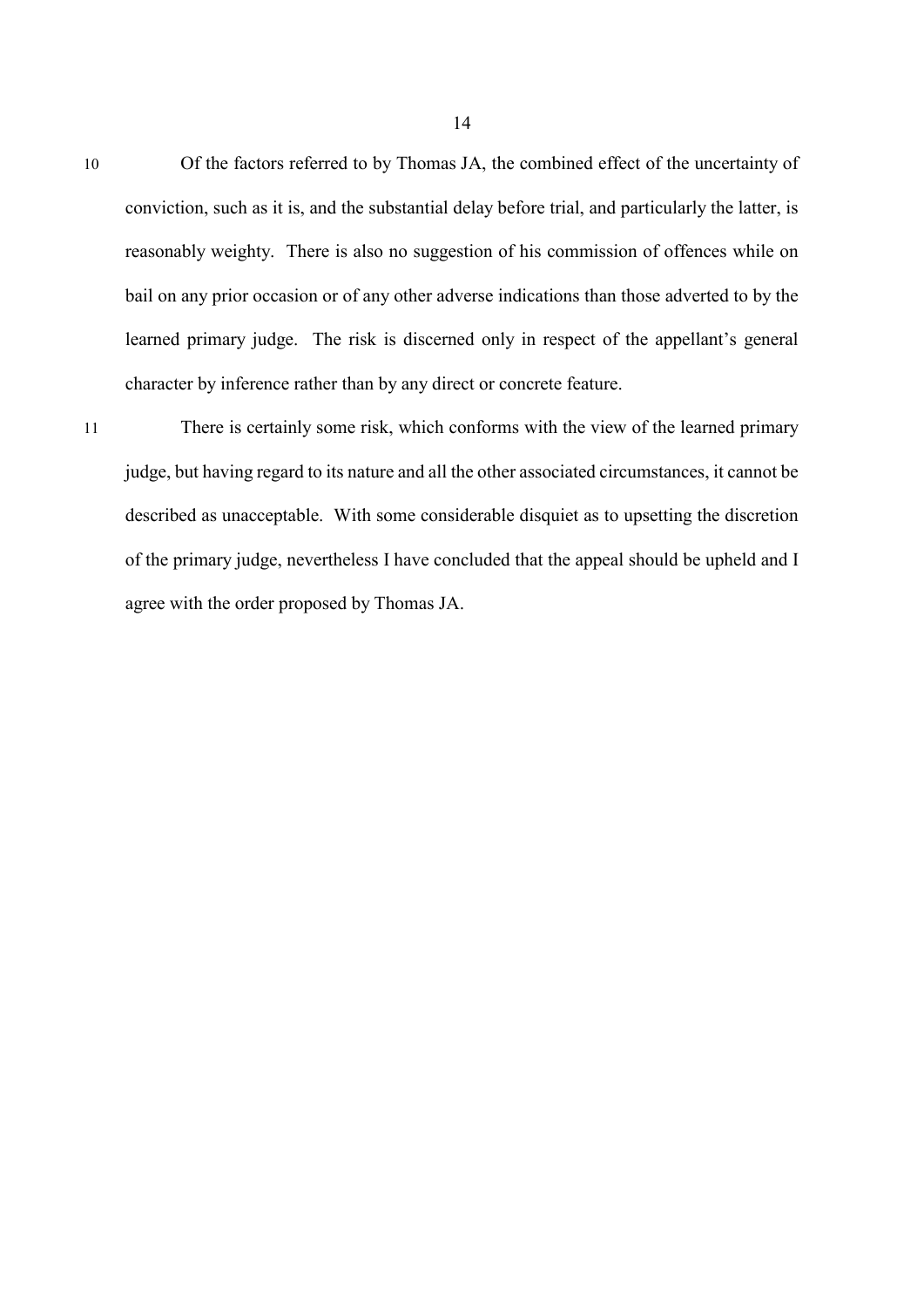10 Of the factors referred to by Thomas JA, the combined effect of the uncertainty of conviction, such as it is, and the substantial delay before trial, and particularly the latter, is reasonably weighty. There is also no suggestion of his commission of offences while on bail on any prior occasion or of any other adverse indications than those adverted to by the learned primary judge. The risk is discerned only in respect of the appellant's general character by inference rather than by any direct or concrete feature.

11 There is certainly some risk, which conforms with the view of the learned primary judge, but having regard to its nature and all the other associated circumstances, it cannot be described as unacceptable. With some considerable disquiet as to upsetting the discretion of the primary judge, nevertheless I have concluded that the appeal should be upheld and I agree with the order proposed by Thomas JA.